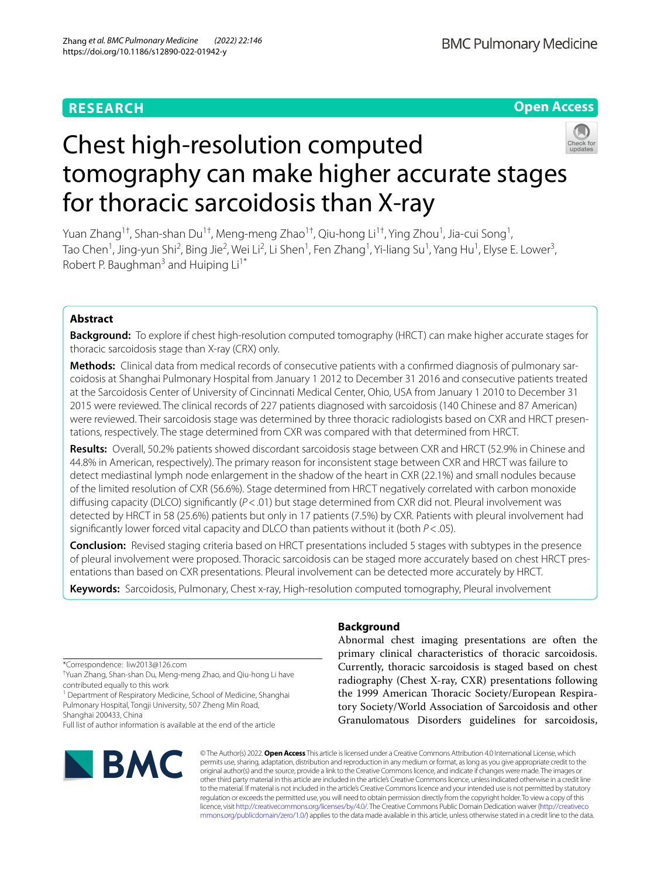RESEARCH

Open Access

# Chest high-resolution computed tomography can make higher accurate stages for thoracic sarcoidosis than X-ray

Yuan Zhang[1†], Shan-shan Du[1†], Meng-meng Zhao[1†], Qiu-hong Li[1†], Ying Zhou[1], Jia-cui Song[1], Tao Chen[1], Jing-yun Shi[2], Bing Jie[2], Wei Li[2], Li Shen[1], Fen Zhang[1], Yi-liang Su[1], Yang Hu[1], Elyse E. Lower[3], Robert P. Baughman[3] and Huiping Li[1*]

## Abstract

**Background:** To explore if chest high-resolution computed tomography (HRCT) can make higher accurate stages for thoracic sarcoidosis stage than X-ray (CRX) only.

**Methods:** Clinical data from medical records of consecutive patients with a confirmed diagnosis of pulmonary sarcoidosis at Shanghai Pulmonary Hospital from January 1 2012 to December 31 2016 and consecutive patients treated at the Sarcoidosis Center of University of Cincinnati Medical Center, Ohio, USA from January 1 2010 to December 31 2015 were reviewed. The clinical records of 227 patients diagnosed with sarcoidosis (140 Chinese and 87 American) were reviewed. Their sarcoidosis stage was determined by three thoracic radiologists based on CXR and HRCT presentations, respectively. The stage determined from CXR was compared with that determined from HRCT.

**Results:** Overall, 50.2% patients showed discordant sarcoidosis stage between CXR and HRCT (52.9% in Chinese and 44.8% in American, respectively). The primary reason for inconsistent stage between CXR and HRCT was failure to detect mediastinal lymph node enlargement in the shadow of the heart in CXR (22.1%) and small nodules because of the limited resolution of CXR (56.6%). Stage determined from HRCT negatively correlated with carbon monoxide diffusing capacity (DLCO) significantly ($P < .01$) but stage determined from CXR did not. Pleural involvement was detected by HRCT in 58 (25.6%) patients but only in 17 patients (7.5%) by CXR. Patients with pleural involvement had significantly lower forced vital capacity and DLCO than patients without it (both $P < .05$).

**Conclusion:** Revised staging criteria based on HRCT presentations included 5 stages with subtypes in the presence of pleural involvement were proposed. Thoracic sarcoidosis can be staged more accurately based on chest HRCT presentations than based on CXR presentations. Pleural involvement can be detected more accurately by HRCT.

**Keywords:** Sarcoidosis, Pulmonary, Chest x-ray, High-resolution computed tomography, Pleural involvement

*Correspondence: liw2013@126.com
†Yuan Zhang, Shan-shan Du, Meng-meng Zhao, and Qiu-hong Li have contributed equally to this work
[1] Department of Respiratory Medicine, School of Medicine, Shanghai Pulmonary Hospital, Tongji University, 507 Zheng Min Road, Shanghai 200433, China
Full list of author information is available at the end of the article

## Background

Abnormal chest imaging presentations are often the primary clinical characteristics of thoracic sarcoidosis. Currently, thoracic sarcoidosis is staged based on chest radiography (Chest X-ray, CXR) presentations following the 1999 American Thoracic Society/European Respiratory Society/World Association of Sarcoidosis and other Granulomatous Disorders guidelines for sarcoidosis,

© The Author(s) 2022. **Open Access** This article is licensed under a Creative Commons Attribution 4.0 International License, which permits use, sharing, adaptation, distribution and reproduction in any medium or format, as long as you give appropriate credit to the original author(s) and the source, provide a link to the Creative Commons licence, and indicate if changes were made. The images or other third party material in this article are included in the article's Creative Commons licence, unless indicated otherwise in a credit line to the material. If material is not included in the article's Creative Commons licence and your intended use is not permitted by statutory regulation or exceeds the permitted use, you will need to obtain permission directly from the copyright holder. To view a copy of this licence, visit http://creativecommons.org/licenses/by/4.0/. The Creative Commons Public Domain Dedication waiver (http://creativecommons.org/publicdomain/zero/1.0/) applies to the data made available in this article, unless otherwise stated in a credit line to the data.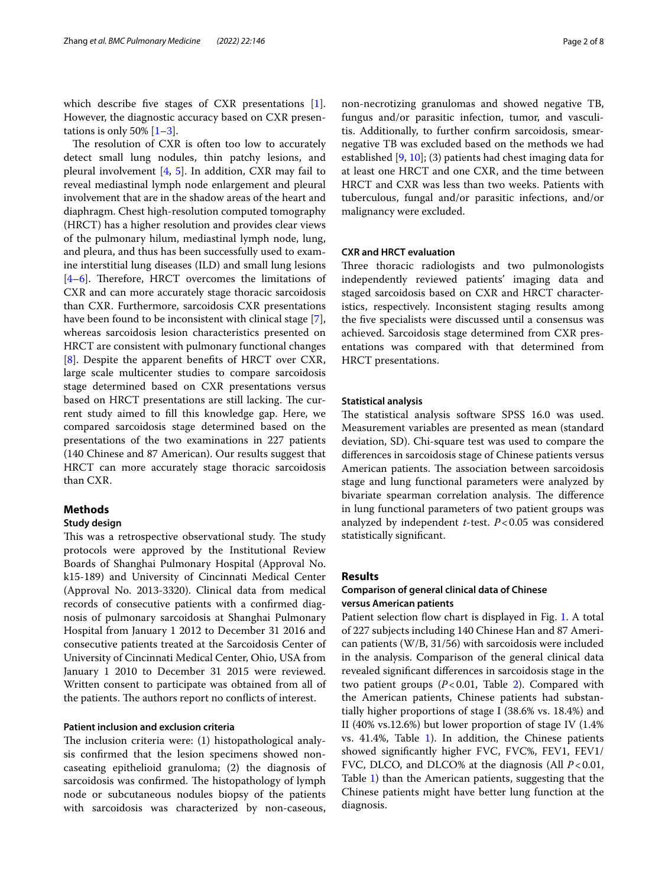which describe five stages of CXR presentations [1]. However, the diagnostic accuracy based on CXR presentations is only 50% [1–3].

The resolution of CXR is often too low to accurately detect small lung nodules, thin patchy lesions, and pleural involvement [4, 5]. In addition, CXR may fail to reveal mediastinal lymph node enlargement and pleural involvement that are in the shadow areas of the heart and diaphragm. Chest high-resolution computed tomography (HRCT) has a higher resolution and provides clear views of the pulmonary hilum, mediastinal lymph node, lung, and pleura, and thus has been successfully used to examine interstitial lung diseases (ILD) and small lung lesions [4–6]. Therefore, HRCT overcomes the limitations of CXR and can more accurately stage thoracic sarcoidosis than CXR. Furthermore, sarcoidosis CXR presentations have been found to be inconsistent with clinical stage [7], whereas sarcoidosis lesion characteristics presented on HRCT are consistent with pulmonary functional changes [8]. Despite the apparent benefits of HRCT over CXR, large scale multicenter studies to compare sarcoidosis stage determined based on CXR presentations versus based on HRCT presentations are still lacking. The current study aimed to fill this knowledge gap. Here, we compared sarcoidosis stage determined based on the presentations of the two examinations in 227 patients (140 Chinese and 87 American). Our results suggest that HRCT can more accurately stage thoracic sarcoidosis than CXR.

## Methods

### Study design

This was a retrospective observational study. The study protocols were approved by the Institutional Review Boards of Shanghai Pulmonary Hospital (Approval No. k15-189) and University of Cincinnati Medical Center (Approval No. 2013-3320). Clinical data from medical records of consecutive patients with a confirmed diagnosis of pulmonary sarcoidosis at Shanghai Pulmonary Hospital from January 1 2012 to December 31 2016 and consecutive patients treated at the Sarcoidosis Center of University of Cincinnati Medical Center, Ohio, USA from January 1 2010 to December 31 2015 were reviewed. Written consent to participate was obtained from all of the patients. The authors report no conflicts of interest.

### Patient inclusion and exclusion criteria

The inclusion criteria were: (1) histopathological analysis confirmed that the lesion specimens showed non-caseating epithelioid granuloma; (2) the diagnosis of sarcoidosis was confirmed. The histopathology of lymph node or subcutaneous nodules biopsy of the patients with sarcoidosis was characterized by non-caseous, non-necrotizing granulomas and showed negative TB, fungus and/or parasitic infection, tumor, and vasculitis. Additionally, to further confirm sarcoidosis, smear-negative TB was excluded based on the methods we had established [9, 10]; (3) patients had chest imaging data for at least one HRCT and one CXR, and the time between HRCT and CXR was less than two weeks. Patients with tuberculous, fungal and/or parasitic infections, and/or malignancy were excluded.

### CXR and HRCT evaluation

Three thoracic radiologists and two pulmonologists independently reviewed patients' imaging data and staged sarcoidosis based on CXR and HRCT characteristics, respectively. Inconsistent staging results among the five specialists were discussed until a consensus was achieved. Sarcoidosis stage determined from CXR presentations was compared with that determined from HRCT presentations.

### Statistical analysis

The statistical analysis software SPSS 16.0 was used. Measurement variables are presented as mean (standard deviation, SD). Chi-square test was used to compare the differences in sarcoidosis stage of Chinese patients versus American patients. The association between sarcoidosis stage and lung functional parameters were analyzed by bivariate spearman correlation analysis. The difference in lung functional parameters of two patient groups was analyzed by independent *t*-test. $P<0.05$ was considered statistically significant.

## Results

### Comparison of general clinical data of Chinese versus American patients

Patient selection flow chart is displayed in Fig. 1. A total of 227 subjects including 140 Chinese Han and 87 American patients (W/B, 31/56) with sarcoidosis were included in the analysis. Comparison of the general clinical data revealed significant differences in sarcoidosis stage in the two patient groups ($P<0.01$, Table 2). Compared with the American patients, Chinese patients had substantially higher proportions of stage I (38.6% vs. 18.4%) and II (40% vs.12.6%) but lower proportion of stage IV (1.4% vs. 41.4%, Table 1). In addition, the Chinese patients showed significantly higher FVC, FVC%, FEV1, FEV1/FVC, DLCO, and DLCO% at the diagnosis (All $P<0.01$, Table 1) than the American patients, suggesting that the Chinese patients might have better lung function at the diagnosis.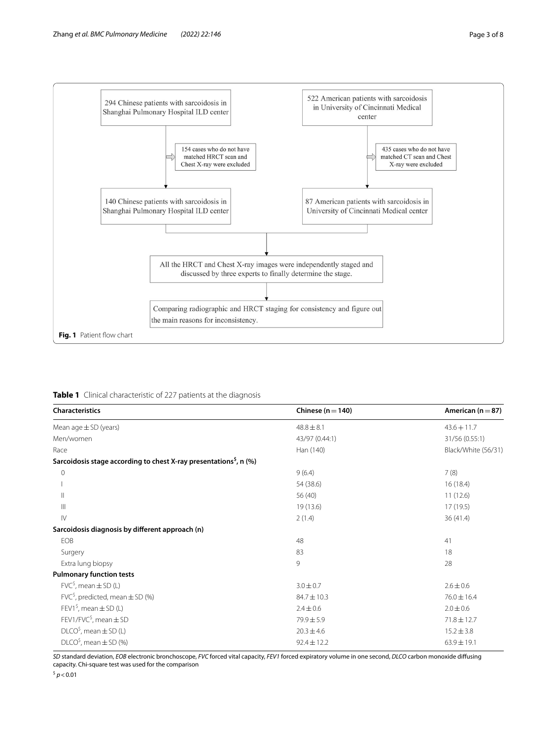294 Chinese patients with sarcoidosis in Shanghai Pulmonary Hospital ILD center

154 cases who do not have matched HRCT scan and Chest X-ray were excluded

140 Chinese patients with sarcoidosis in Shanghai Pulmonary Hospital ILD center

522 American patients with sarcoidosis in University of Cincinnati Medical center

435 cases who do not have matched CT scan and Chest X-ray were excluded

87 American patients with sarcoidosis in University of Cincinnati Medical center

All the HRCT and Chest X-ray images were independently staged and discussed by three experts to finally determine the stage.

Comparing radiographic and HRCT staging for consistency and figure out the main reasons for inconsistency.

**Fig. 1** Patient flow chart

**Table 1** Clinical characteristic of 227 patients at the diagnosis

| Characteristics | Chinese (n = 140) | American (n = 87) |
|---|---|---|
| Mean age ± SD (years) | 48.8 ± 8.1 | 43.6 + 11.7 |
| Men/women | 43/97 (0.44:1) | 31/56 (0.55:1) |
| Race | Han (140) | Black/White (56/31) |
| **Sarcoidosis stage according to chest X-ray presentations[$], n (%)** | | |
| 0 | 9 (6.4) | 7 (8) |
| I | 54 (38.6) | 16 (18.4) |
| II | 56 (40) | 11 (12.6) |
| III | 19 (13.6) | 17 (19.5) |
| IV | 2 (1.4) | 36 (41.4) |
| **Sarcoidosis diagnosis by different approach (n)** | | |
| EOB | 48 | 41 |
| Surgery | 83 | 18 |
| Extra lung biopsy | 9 | 28 |
| **Pulmonary function tests** | | |
| FVC[$], mean ± SD (L) | 3.0 ± 0.7 | 2.6 ± 0.6 |
| FVC[$], predicted, mean ± SD (%) | 84.7 ± 10.3 | 76.0 ± 16.4 |
| FEV1[$], mean ± SD (L) | 2.4 ± 0.6 | 2.0 ± 0.6 |
| FEV1/FVC[$], mean ± SD | 79.9 ± 5.9 | 71.8 ± 12.7 |
| DLCO[$], mean ± SD (L) | 20.3 ± 4.6 | 15.2 ± 3.8 |
| DLCO[$], mean ± SD (%) | 92.4 ± 12.2 | 63.9 ± 19.1 |

*SD* standard deviation, *EOB* electronic bronchoscope, *FVC* forced vital capacity, *FEV1* forced expiratory volume in one second, *DLCO* carbon monoxide diffusing capacity. Chi-square test was used for the comparison

[$] $p < 0.01$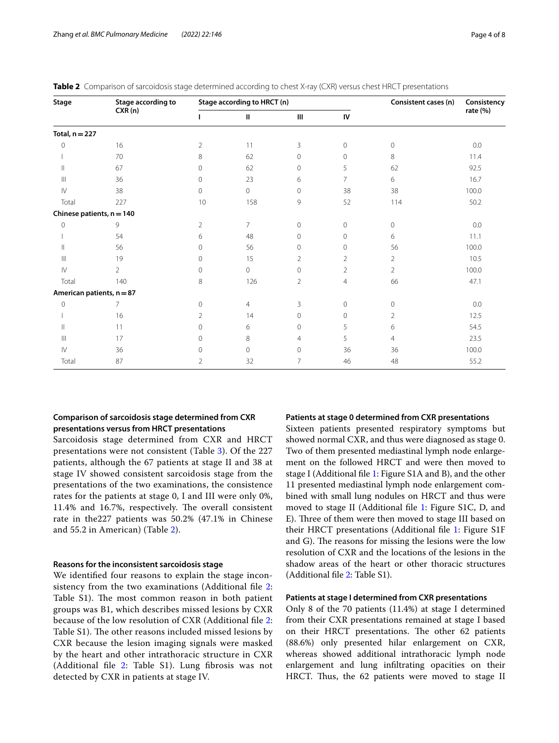**Table 2** Comparison of sarcoidosis stage determined according to chest X-ray (CXR) versus chest HRCT presentations

| Stage | Stage according to CXR (n) | Stage according to HRCT (n) | | | | Consistent cases (n) | Consistency rate (%) |
|---|---|---|---|---|---|---|---|
| | | I | II | III | IV | | |
| **Total, n = 227** | | | | | | | |
| 0 | 16 | 2 | 11 | 3 | 0 | 0 | 0.0 |
| I | 70 | 8 | 62 | 0 | 0 | 8 | 11.4 |
| II | 67 | 0 | 62 | 0 | 5 | 62 | 92.5 |
| III | 36 | 0 | 23 | 6 | 7 | 6 | 16.7 |
| IV | 38 | 0 | 0 | 0 | 38 | 38 | 100.0 |
| Total | 227 | 10 | 158 | 9 | 52 | 114 | 50.2 |
| **Chinese patients, n = 140** | | | | | | | |
| 0 | 9 | 2 | 7 | 0 | 0 | 0 | 0.0 |
| I | 54 | 6 | 48 | 0 | 0 | 6 | 11.1 |
| II | 56 | 0 | 56 | 0 | 0 | 56 | 100.0 |
| III | 19 | 0 | 15 | 2 | 2 | 2 | 10.5 |
| IV | 2 | 0 | 0 | 0 | 2 | 2 | 100.0 |
| Total | 140 | 8 | 126 | 2 | 4 | 66 | 47.1 |
| **American patients, n = 87** | | | | | | | |
| 0 | 7 | 0 | 4 | 3 | 0 | 0 | 0.0 |
| I | 16 | 2 | 14 | 0 | 0 | 2 | 12.5 |
| II | 11 | 0 | 6 | 0 | 5 | 6 | 54.5 |
| III | 17 | 0 | 8 | 4 | 5 | 4 | 23.5 |
| IV | 36 | 0 | 0 | 0 | 36 | 36 | 100.0 |
| Total | 87 | 2 | 32 | 7 | 46 | 48 | 55.2 |

### Comparison of sarcoidosis stage determined from CXR presentations versus from HRCT presentations

Sarcoidosis stage determined from CXR and HRCT presentations were not consistent (Table 3). Of the 227 patients, although the 67 patients at stage II and 38 at stage IV showed consistent sarcoidosis stage from the presentations of the two examinations, the consistence rates for the patients at stage 0, I and III were only 0%, 11.4% and 16.7%, respectively. The overall consistent rate in the227 patients was 50.2% (47.1% in Chinese and 55.2 in American) (Table 2).

### Reasons for the inconsistent sarcoidosis stage

We identified four reasons to explain the stage inconsistency from the two examinations (Additional file 2: Table S1). The most common reason in both patient groups was B1, which describes missed lesions by CXR because of the low resolution of CXR (Additional file 2: Table S1). The other reasons included missed lesions by CXR because the lesion imaging signals were masked by the heart and other intrathoracic structure in CXR (Additional file 2: Table S1). Lung fibrosis was not detected by CXR in patients at stage IV.

### Patients at stage 0 determined from CXR presentations

Sixteen patients presented respiratory symptoms but showed normal CXR, and thus were diagnosed as stage 0. Two of them presented mediastinal lymph node enlargement on the followed HRCT and were then moved to stage I (Additional file 1: Figure S1A and B), and the other 11 presented mediastinal lymph node enlargement combined with small lung nodules on HRCT and thus were moved to stage II (Additional file 1: Figure S1C, D, and E). Three of them were then moved to stage III based on their HRCT presentations (Additional file 1: Figure S1F and G). The reasons for missing the lesions were the low resolution of CXR and the locations of the lesions in the shadow areas of the heart or other thoracic structures (Additional file 2: Table S1).

### Patients at stage I determined from CXR presentations

Only 8 of the 70 patients (11.4%) at stage I determined from their CXR presentations remained at stage I based on their HRCT presentations. The other 62 patients (88.6%) only presented hilar enlargement on CXR, whereas showed additional intrathoracic lymph node enlargement and lung infiltrating opacities on their HRCT. Thus, the 62 patients were moved to stage II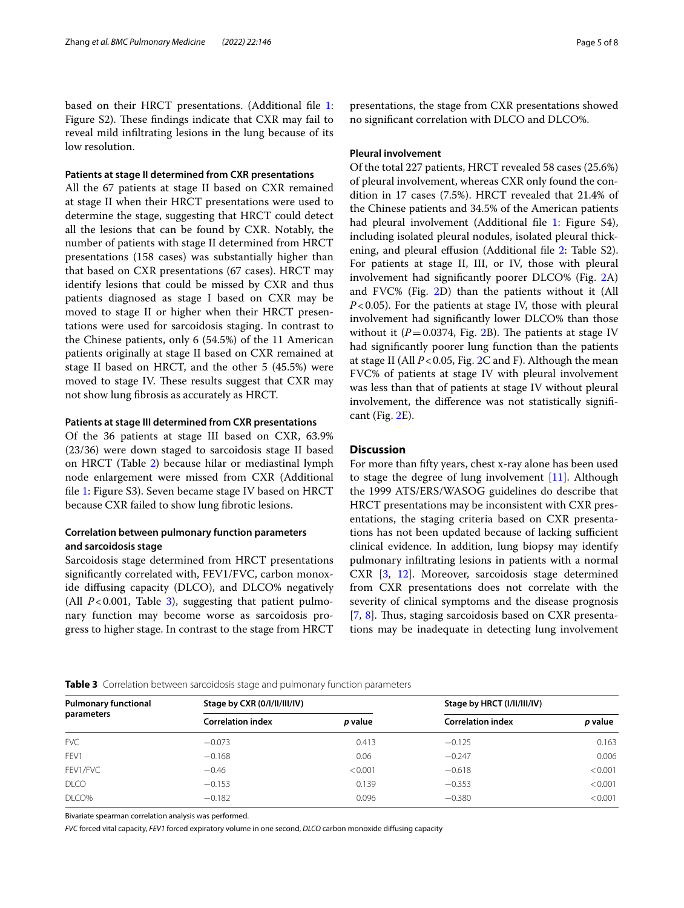based on their HRCT presentations. (Additional file 1: Figure S2). These findings indicate that CXR may fail to reveal mild infiltrating lesions in the lung because of its low resolution.

#### Patients at stage II determined from CXR presentations

All the 67 patients at stage II based on CXR remained at stage II when their HRCT presentations were used to determine the stage, suggesting that HRCT could detect all the lesions that can be found by CXR. Notably, the number of patients with stage II determined from HRCT presentations (158 cases) was substantially higher than that based on CXR presentations (67 cases). HRCT may identify lesions that could be missed by CXR and thus patients diagnosed as stage I based on CXR may be moved to stage II or higher when their HRCT presentations were used for sarcoidosis staging. In contrast to the Chinese patients, only 6 (54.5%) of the 11 American patients originally at stage II based on CXR remained at stage II based on HRCT, and the other 5 (45.5%) were moved to stage IV. These results suggest that CXR may not show lung fibrosis as accurately as HRCT.

#### Patients at stage III determined from CXR presentations

Of the 36 patients at stage III based on CXR, 63.9% (23/36) were down staged to sarcoidosis stage II based on HRCT (Table 2) because hilar or mediastinal lymph node enlargement were missed from CXR (Additional file 1: Figure S3). Seven became stage IV based on HRCT because CXR failed to show lung fibrotic lesions.

### Correlation between pulmonary function parameters and sarcoidosis stage

Sarcoidosis stage determined from HRCT presentations significantly correlated with, FEV1/FVC, carbon monoxide diffusing capacity (DLCO), and DLCO% negatively (All $P<0.001$, Table 3), suggesting that patient pulmonary function may become worse as sarcoidosis progress to higher stage. In contrast to the stage from HRCT presentations, the stage from CXR presentations showed no significant correlation with DLCO and DLCO%.

### Pleural involvement

Of the total 227 patients, HRCT revealed 58 cases (25.6%) of pleural involvement, whereas CXR only found the condition in 17 cases (7.5%). HRCT revealed that 21.4% of the Chinese patients and 34.5% of the American patients had pleural involvement (Additional file 1: Figure S4), including isolated pleural nodules, isolated pleural thickening, and pleural effusion (Additional file 2: Table S2). For patients at stage II, III, or IV, those with pleural involvement had significantly poorer DLCO% (Fig. 2A) and FVC% (Fig. 2D) than the patients without it (All $P<0.05$). For the patients at stage IV, those with pleural involvement had significantly lower DLCO% than those without it ($P=0.0374$, Fig. 2B). The patients at stage IV had significantly poorer lung function than the patients at stage II (All $P<0.05$, Fig. 2C and F). Although the mean FVC% of patients at stage IV with pleural involvement was less than that of patients at stage IV without pleural involvement, the difference was not statistically significant (Fig. 2E).

## Discussion

For more than fifty years, chest x-ray alone has been used to stage the degree of lung involvement [11]. Although the 1999 ATS/ERS/WASOG guidelines do describe that HRCT presentations may be inconsistent with CXR presentations, the staging criteria based on CXR presentations has not been updated because of lacking sufficient clinical evidence. In addition, lung biopsy may identify pulmonary infiltrating lesions in patients with a normal CXR [3, 12]. Moreover, sarcoidosis stage determined from CXR presentations does not correlate with the severity of clinical symptoms and the disease prognosis [7, 8]. Thus, staging sarcoidosis based on CXR presentations may be inadequate in detecting lung involvement

**Table 3** Correlation between sarcoidosis stage and pulmonary function parameters

| Pulmonary functional parameters | Stage by CXR (0/I/II/III/IV) | | Stage by HRCT (I/II/III/IV) | |
|---|---|---|---|---|
| | Correlation index | *p* value | Correlation index | *p* value |
| FVC | −0.073 | 0.413 | −0.125 | 0.163 |
| FEV1 | −0.168 | 0.06 | −0.247 | 0.006 |
| FEV1/FVC | −0.46 | <0.001 | −0.618 | <0.001 |
| DLCO | −0.153 | 0.139 | −0.353 | <0.001 |
| DLCO% | −0.182 | 0.096 | −0.380 | <0.001 |

Bivariate spearman correlation analysis was performed.

*FVC* forced vital capacity, *FEV1* forced expiratory volume in one second, *DLCO* carbon monoxide diffusing capacity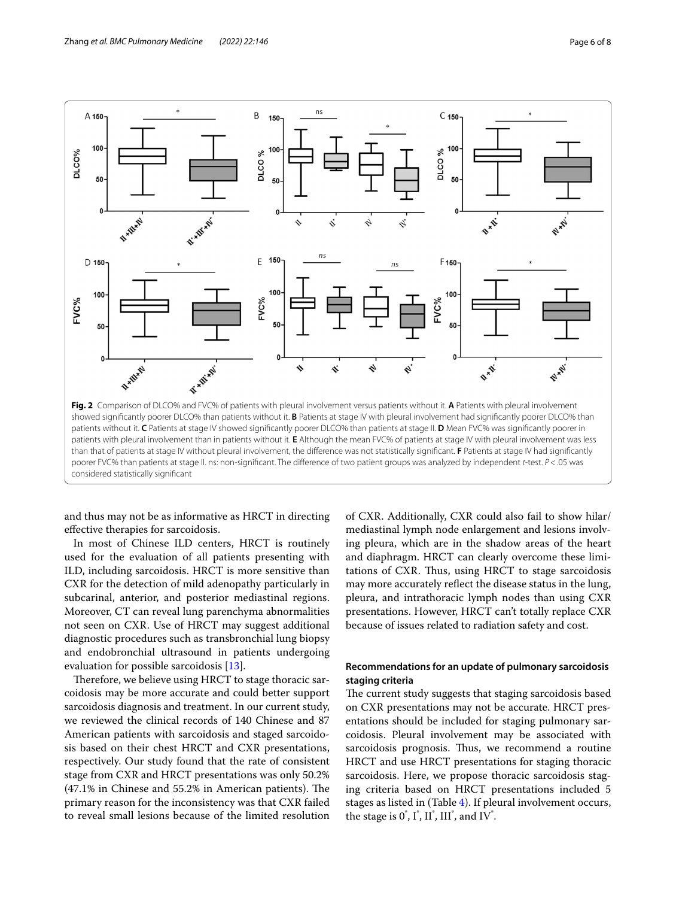**Fig. 2** Comparison of DLCO% and FVC% of patients with pleural involvement versus patients without it. **A** Patients with pleural involvement showed significantly poorer DLCO% than patients without it. **B** Patients at stage IV with pleural involvement had significantly poorer DLCO% than patients without it. **C** Patients at stage IV showed significantly poorer DLCO% than patients at stage II. **D** Mean FVC% was significantly poorer in patients with pleural involvement than in patients without it. **E** Although the mean FVC% of patients at stage IV with pleural involvement was less than that of patients at stage IV without pleural involvement, the difference was not statistically significant. **F** Patients at stage IV had significantly poorer FVC% than patients at stage II. ns: non-significant. The difference of two patient groups was analyzed by independent *t*-test. $P < .05$ was considered statistically significant

and thus may not be as informative as HRCT in directing effective therapies for sarcoidosis.

In most of Chinese ILD centers, HRCT is routinely used for the evaluation of all patients presenting with ILD, including sarcoidosis. HRCT is more sensitive than CXR for the detection of mild adenopathy particularly in subcarinal, anterior, and posterior mediastinal regions. Moreover, CT can reveal lung parenchyma abnormalities not seen on CXR. Use of HRCT may suggest additional diagnostic procedures such as transbronchial lung biopsy and endobronchial ultrasound in patients undergoing evaluation for possible sarcoidosis [13].

Therefore, we believe using HRCT to stage thoracic sarcoidosis may be more accurate and could better support sarcoidosis diagnosis and treatment. In our current study, we reviewed the clinical records of 140 Chinese and 87 American patients with sarcoidosis and staged sarcoidosis based on their chest HRCT and CXR presentations, respectively. Our study found that the rate of consistent stage from CXR and HRCT presentations was only 50.2% (47.1% in Chinese and 55.2% in American patients). The primary reason for the inconsistency was that CXR failed to reveal small lesions because of the limited resolution of CXR. Additionally, CXR could also fail to show hilar/mediastinal lymph node enlargement and lesions involving pleura, which are in the shadow areas of the heart and diaphragm. HRCT can clearly overcome these limitations of CXR. Thus, using HRCT to stage sarcoidosis may more accurately reflect the disease status in the lung, pleura, and intrathoracic lymph nodes than using CXR presentations. However, HRCT can't totally replace CXR because of issues related to radiation safety and cost.

## Recommendations for an update of pulmonary sarcoidosis staging criteria

The current study suggests that staging sarcoidosis based on CXR presentations may not be accurate. HRCT presentations should be included for staging pulmonary sarcoidosis. Pleural involvement may be associated with sarcoidosis prognosis. Thus, we recommend a routine HRCT and use HRCT presentations for staging thoracic sarcoidosis. Here, we propose thoracic sarcoidosis staging criteria based on HRCT presentations included 5 stages as listed in (Table 4). If pleural involvement occurs, the stage is 0*, I*, II*, III*, and IV*.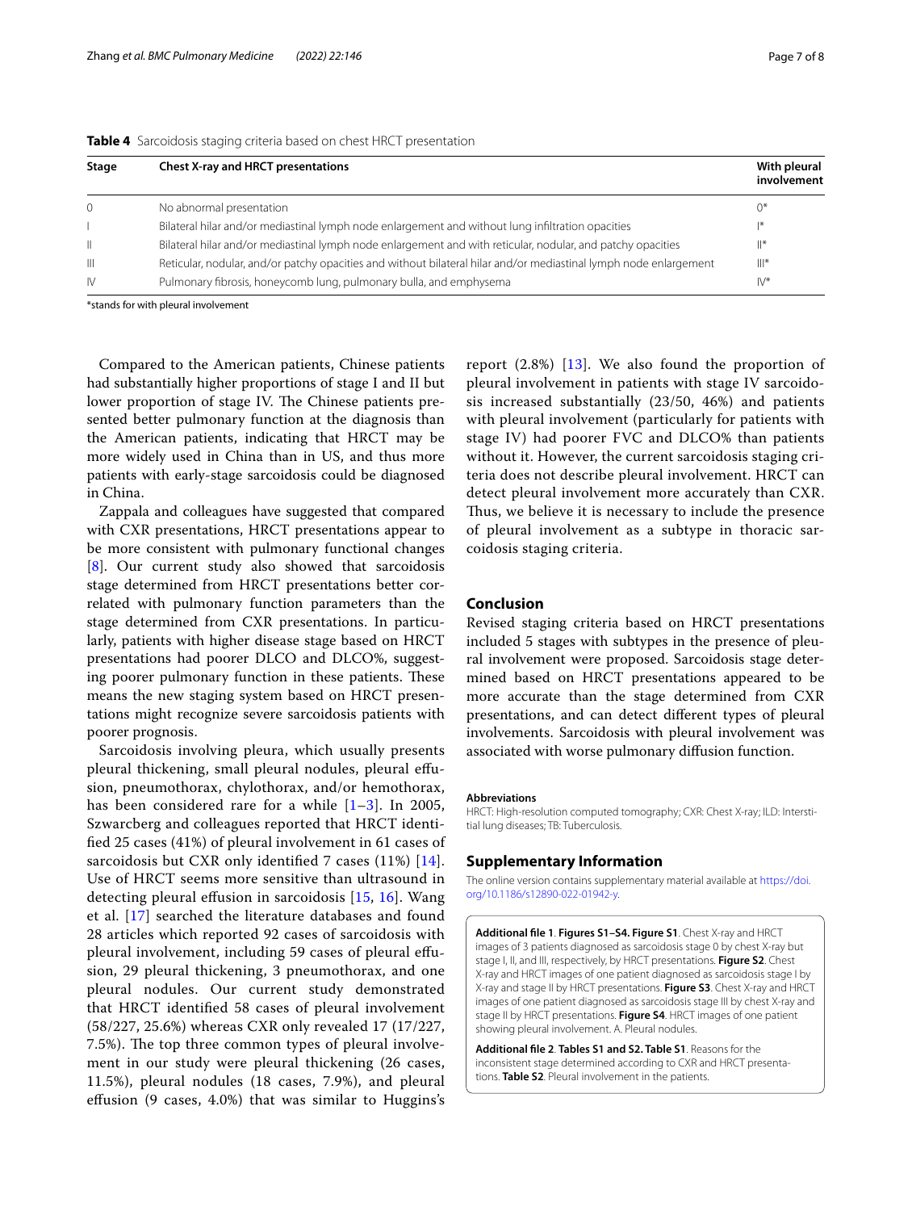**Table 4** Sarcoidosis staging criteria based on chest HRCT presentation

| Stage | Chest X-ray and HRCT presentations | With pleural involvement |
|---|---|---|
| 0 | No abnormal presentation | 0* |
| I | Bilateral hilar and/or mediastinal lymph node enlargement and without lung infiltration opacities | I* |
| II | Bilateral hilar and/or mediastinal lymph node enlargement and with reticular, nodular, and patchy opacities | II* |
| III | Reticular, nodular, and/or patchy opacities and without bilateral hilar and/or mediastinal lymph node enlargement | III* |
| IV | Pulmonary fibrosis, honeycomb lung, pulmonary bulla, and emphysema | IV* |

*stands for with pleural involvement

Compared to the American patients, Chinese patients had substantially higher proportions of stage I and II but lower proportion of stage IV. The Chinese patients presented better pulmonary function at the diagnosis than the American patients, indicating that HRCT may be more widely used in China than in US, and thus more patients with early-stage sarcoidosis could be diagnosed in China.

Zappala and colleagues have suggested that compared with CXR presentations, HRCT presentations appear to be more consistent with pulmonary functional changes [8]. Our current study also showed that sarcoidosis stage determined from HRCT presentations better correlated with pulmonary function parameters than the stage determined from CXR presentations. In particularly, patients with higher disease stage based on HRCT presentations had poorer DLCO and DLCO%, suggesting poorer pulmonary function in these patients. These means the new staging system based on HRCT presentations might recognize severe sarcoidosis patients with poorer prognosis.

Sarcoidosis involving pleura, which usually presents pleural thickening, small pleural nodules, pleural effusion, pneumothorax, chylothorax, and/or hemothorax, has been considered rare for a while [1–3]. In 2005, Szwarcberg and colleagues reported that HRCT identified 25 cases (41%) of pleural involvement in 61 cases of sarcoidosis but CXR only identified 7 cases (11%) [14]. Use of HRCT seems more sensitive than ultrasound in detecting pleural effusion in sarcoidosis [15, 16]. Wang et al. [17] searched the literature databases and found 28 articles which reported 92 cases of sarcoidosis with pleural involvement, including 59 cases of pleural effusion, 29 pleural thickening, 3 pneumothorax, and one pleural nodules. Our current study demonstrated that HRCT identified 58 cases of pleural involvement (58/227, 25.6%) whereas CXR only revealed 17 (17/227, 7.5%). The top three common types of pleural involvement in our study were pleural thickening (26 cases, 11.5%), pleural nodules (18 cases, 7.9%), and pleural effusion (9 cases, 4.0%) that was similar to Huggins's report (2.8%) [13]. We also found the proportion of pleural involvement in patients with stage IV sarcoidosis increased substantially (23/50, 46%) and patients with pleural involvement (particularly for patients with stage IV) had poorer FVC and DLCO% than patients without it. However, the current sarcoidosis staging criteria does not describe pleural involvement. HRCT can detect pleural involvement more accurately than CXR. Thus, we believe it is necessary to include the presence of pleural involvement as a subtype in thoracic sarcoidosis staging criteria.

## Conclusion

Revised staging criteria based on HRCT presentations included 5 stages with subtypes in the presence of pleural involvement were proposed. Sarcoidosis stage determined based on HRCT presentations appeared to be more accurate than the stage determined from CXR presentations, and can detect different types of pleural involvements. Sarcoidosis with pleural involvement was associated with worse pulmonary diffusion function.

### Abbreviations

HRCT: High-resolution computed tomography; CXR: Chest X-ray; ILD: Interstitial lung diseases; TB: Tuberculosis.

## Supplementary Information

The online version contains supplementary material available at https://doi.org/10.1186/s12890-022-01942-y.

**Additional file 1**. **Figures S1–S4. Figure S1**. Chest X-ray and HRCT images of 3 patients diagnosed as sarcoidosis stage 0 by chest X-ray but stage I, II, and III, respectively, by HRCT presentations. **Figure S2**. Chest X-ray and HRCT images of one patient diagnosed as sarcoidosis stage I by X-ray and stage II by HRCT presentations. **Figure S3**. Chest X-ray and HRCT images of one patient diagnosed as sarcoidosis stage III by chest X-ray and stage II by HRCT presentations. **Figure S4**. HRCT images of one patient showing pleural involvement. A. Pleural nodules.

**Additional file 2**. **Tables S1 and S2. Table S1**. Reasons for the inconsistent stage determined according to CXR and HRCT presentations. **Table S2**. Pleural involvement in the patients.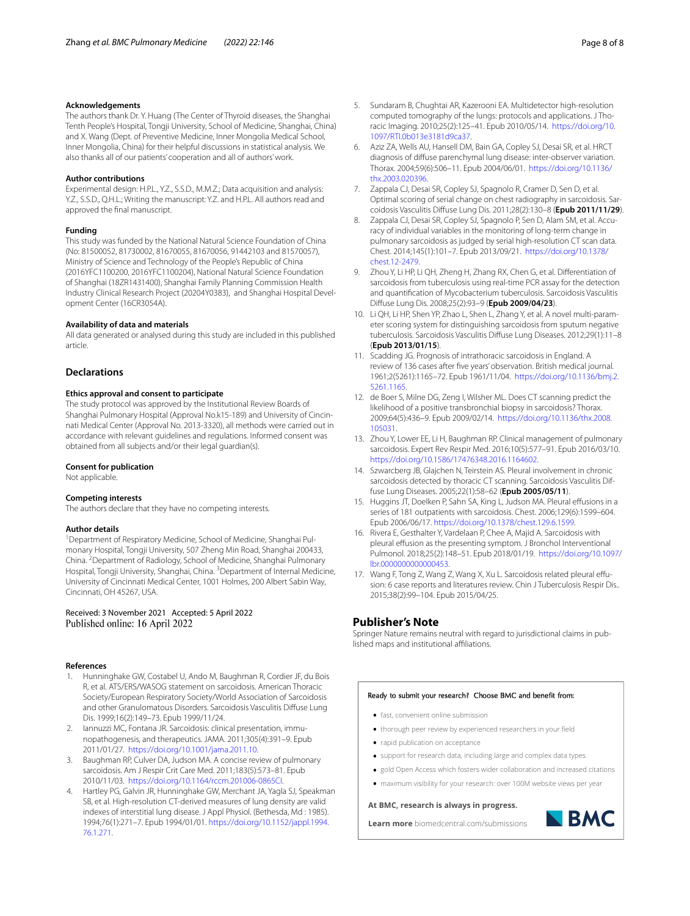### Acknowledgements

The authors thank Dr. Y. Huang (The Center of Thyroid diseases, the Shanghai Tenth People's Hospital, Tongji University, School of Medicine, Shanghai, China) and X. Wang (Dept. of Preventive Medicine, Inner Mongolia Medical School, Inner Mongolia, China) for their helpful discussions in statistical analysis. We also thanks all of our patients' cooperation and all of authors' work.

### Author contributions

Experimental design: H.P.L., Y.Z., S.S.D., M.M.Z.; Data acquisition and analysis: Y.Z., S.S.D., Q.H.L.; Writing the manuscript: Y.Z. and H.P.L. All authors read and approved the final manuscript.

### Funding

This study was funded by the National Natural Science Foundation of China (No: 81500052, 81730002, 81670055, 81670056, 91442103 and 81570057), Ministry of Science and Technology of the People's Republic of China (2016YFC1100200, 2016YFC1100204), National Natural Science Foundation of Shanghai (18ZR1431400), Shanghai Family Planning Commission Health Industry Clinical Research Project (20204Y0383), and Shanghai Hospital Development Center (16CR3054A).

### Availability of data and materials

All data generated or analysed during this study are included in this published article.

## Declarations

### Ethics approval and consent to participate

The study protocol was approved by the Institutional Review Boards of Shanghai Pulmonary Hospital (Approval No.k15-189) and University of Cincinnati Medical Center (Approval No. 2013-3320), all methods were carried out in accordance with relevant guidelines and regulations. Informed consent was obtained from all subjects and/or their legal guardian(s).

### Consent for publication

Not applicable.

### Competing interests

The authors declare that they have no competing interests.

### Author details

[1]Department of Respiratory Medicine, School of Medicine, Shanghai Pulmonary Hospital, Tongji University, 507 Zheng Min Road, Shanghai 200433, China. [2]Department of Radiology, School of Medicine, Shanghai Pulmonary Hospital, Tongji University, Shanghai, China. [3]Department of Internal Medicine, University of Cincinnati Medical Center, 1001 Holmes, 200 Albert Sabin Way, Cincinnati, OH 45267, USA.

Received: 3 November 2021 Accepted: 5 April 2022
Published online: 16 April 2022

### References

1. Hunninghake GW, Costabel U, Ando M, Baughman R, Cordier JF, du Bois R, et al. ATS/ERS/WASOG statement on sarcoidosis. American Thoracic Society/European Respiratory Society/World Association of Sarcoidosis and other Granulomatous Disorders. Sarcoidosis Vasculitis Diffuse Lung Dis. 1999;16(2):149–73. Epub 1999/11/24.
2. Iannuzzi MC, Fontana JR. Sarcoidosis: clinical presentation, immunopathogenesis, and therapeutics. JAMA. 2011;305(4):391–9. Epub 2011/01/27. https://doi.org/10.1001/jama.2011.10.
3. Baughman RP, Culver DA, Judson MA. A concise review of pulmonary sarcoidosis. Am J Respir Crit Care Med. 2011;183(5):573–81. Epub 2010/11/03. https://doi.org/10.1164/rccm.201006-0865CI.
4. Hartley PG, Galvin JR, Hunninghake GW, Merchant JA, Yagla SJ, Speakman SB, et al. High-resolution CT-derived measures of lung density are valid indexes of interstitial lung disease. J Appl Physiol. (Bethesda, Md : 1985). 1994;76(1):271–7. Epub 1994/01/01. https://doi.org/10.1152/jappl.1994.76.1.271.
5. Sundaram B, Chughtai AR, Kazerooni EA. Multidetector high-resolution computed tomography of the lungs: protocols and applications. J Thoracic Imaging. 2010;25(2):125–41. Epub 2010/05/14. https://doi.org/10.1097/RTI.0b013e3181d9ca37.
6. Aziz ZA, Wells AU, Hansell DM, Bain GA, Copley SJ, Desai SR, et al. HRCT diagnosis of diffuse parenchymal lung disease: inter-observer variation. Thorax. 2004;59(6):506–11. Epub 2004/06/01. https://doi.org/10.1136/thx.2003.020396.
7. Zappala CJ, Desai SR, Copley SJ, Spagnolo R, Cramer D, Sen D, et al. Optimal scoring of serial change on chest radiography in sarcoidosis. Sarcoidosis Vasculitis Diffuse Lung Dis. 2011;28(2):130–8 (**Epub 2011/11/29**).
8. Zappala CJ, Desai SR, Copley SJ, Spagnolo P, Sen D, Alam SM, et al. Accuracy of individual variables in the monitoring of long-term change in pulmonary sarcoidosis as judged by serial high-resolution CT scan data. Chest. 2014;145(1):101–7. Epub 2013/09/21. https://doi.org/10.1378/chest.12-2479.
9. Zhou Y, Li HP, Li QH, Zheng H, Zhang RX, Chen G, et al. Differentiation of sarcoidosis from tuberculosis using real-time PCR assay for the detection and quantification of Mycobacterium tuberculosis. Sarcoidosis Vasculitis Diffuse Lung Dis. 2008;25(2):93–9 (**Epub 2009/04/23**).
10. Li QH, Li HP, Shen YP, Zhao L, Shen L, Zhang Y, et al. A novel multi-parameter scoring system for distinguishing sarcoidosis from sputum negative tuberculosis. Sarcoidosis Vasculitis Diffuse Lung Diseases. 2012;29(1):11–8 (**Epub 2013/01/15**).
11. Scadding JG. Prognosis of intrathoracic sarcoidosis in England. A review of 136 cases after five years' observation. British medical journal. 1961;2(5261):1165–72. Epub 1961/11/04. https://doi.org/10.1136/bmj.2.5261.1165.
12. de Boer S, Milne DG, Zeng I, Wilsher ML. Does CT scanning predict the likelihood of a positive transbronchial biopsy in sarcoidosis? Thorax. 2009;64(5):436–9. Epub 2009/02/14. https://doi.org/10.1136/thx.2008.105031.
13. Zhou Y, Lower EE, Li H, Baughman RP. Clinical management of pulmonary sarcoidosis. Expert Rev Respir Med. 2016;10(5):577–91. Epub 2016/03/10. https://doi.org/10.1586/17476348.2016.1164602.
14. Szwarcberg JB, Glajchen N, Teirstein AS. Pleural involvement in chronic sarcoidosis detected by thoracic CT scanning. Sarcoidosis Vasculitis Diffuse Lung Diseases. 2005;22(1):58–62 (**Epub 2005/05/11**).
15. Huggins JT, Doelken P, Sahn SA, King L, Judson MA. Pleural effusions in a series of 181 outpatients with sarcoidosis. Chest. 2006;129(6):1599–604. Epub 2006/06/17. https://doi.org/10.1378/chest.129.6.1599.
16. Rivera E, Gesthalter Y, Vardelaan P, Chee A, Majid A. Sarcoidosis with pleural effusion as the presenting symptom. J Bronchol Interventional Pulmonol. 2018;25(2):148–51. Epub 2018/01/19. https://doi.org/10.1097/lbr.0000000000000453.
17. Wang F, Tong Z, Wang Z, Wang X, Xu L. Sarcoidosis related pleural effusion: 6 case reports and literatures review. Chin J Tuberculosis Respir Dis.. 2015;38(2):99–104. Epub 2015/04/25.

## Publisher's Note

Springer Nature remains neutral with regard to jurisdictional claims in published maps and institutional affiliations.

Ready to submit your research? Choose BMC and benefit from:

- fast, convenient online submission
- thorough peer review by experienced researchers in your field
- rapid publication on acceptance
- support for research data, including large and complex data types
- gold Open Access which fosters wider collaboration and increased citations
- maximum visibility for your research: over 100M website views per year

**At BMC, research is always in progress.**

**Learn more** biomedcentral.com/submissions

BMC